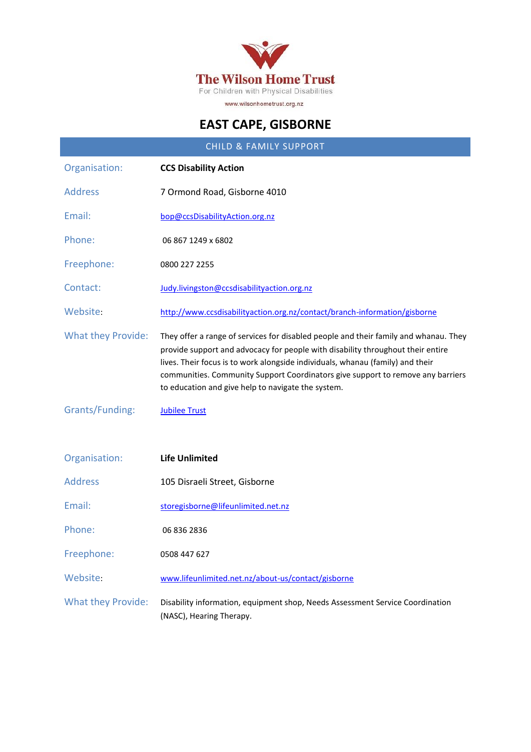The Wilson Home Trust
For Children with Physical Disabilities
www.wilsonhometrust.org.nz

# EAST CAPE, GISBORNE

## CHILD & FAMILY SUPPORT

| | |
|---|---|
| Organisation: | **CCS Disability Action** |
| Address | 7 Ormond Road, Gisborne 4010 |
| Email: | bop@ccsDisabilityAction.org.nz |
| Phone: | 06 867 1249 x 6802 |
| Freephone: | 0800 227 2255 |
| Contact: | Judy.livingston@ccsdisabilityaction.org.nz |
| Website: | http://www.ccsdisabilityaction.org.nz/contact/branch-information/gisborne |
| What they Provide: | They offer a range of services for disabled people and their family and whanau. They provide support and advocacy for people with disability throughout their entire lives. Their focus is to work alongside individuals, whanau (family) and their communities. Community Support Coordinators give support to remove any barriers to education and give help to navigate the system. |
| Grants/Funding: | Jubilee Trust |

| | |
|---|---|
| Organisation: | **Life Unlimited** |
| Address | 105 Disraeli Street, Gisborne |
| Email: | storegisborne@lifeunlimited.net.nz |
| Phone: | 06 836 2836 |
| Freephone: | 0508 447 627 |
| Website: | www.lifeunlimited.net.nz/about-us/contact/gisborne |
| What they Provide: | Disability information, equipment shop, Needs Assessment Service Coordination (NASC), Hearing Therapy. |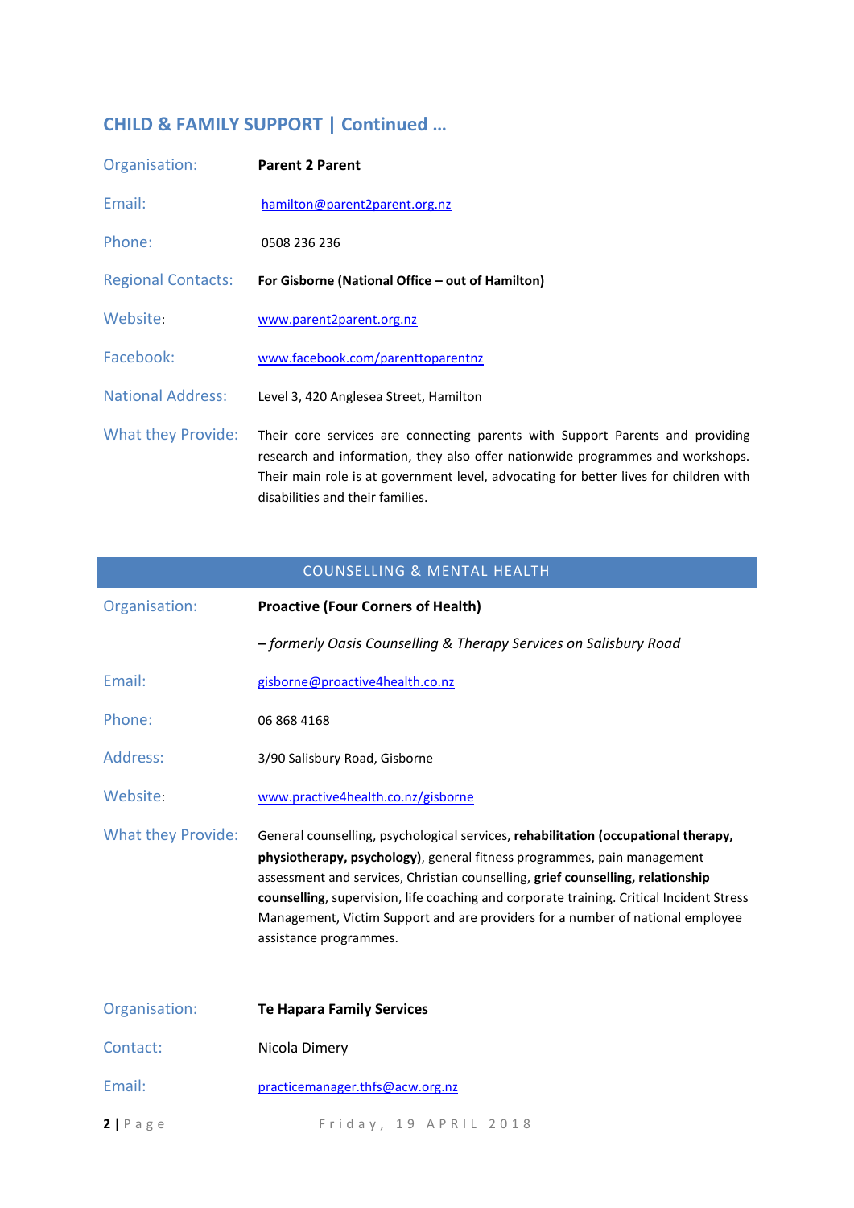## CHILD & FAMILY SUPPORT | Continued …

| | |
|---|---|
| Organisation: | **Parent 2 Parent** |
| Email: | hamilton@parent2parent.org.nz |
| Phone: | 0508 236 236 |
| Regional Contacts: | **For Gisborne (National Office – out of Hamilton)** |
| Website: | www.parent2parent.org.nz |
| Facebook: | www.facebook.com/parenttoparentnz |
| National Address: | Level 3, 420 Anglesea Street, Hamilton |
| What they Provide: | Their core services are connecting parents with Support Parents and providing research and information, they also offer nationwide programmes and workshops. Their main role is at government level, advocating for better lives for children with disabilities and their families. |

## COUNSELLING & MENTAL HEALTH

| | |
|---|---|
| Organisation: | **Proactive (Four Corners of Health)** |
| | **–** *formerly Oasis Counselling & Therapy Services on Salisbury Road* |
| Email: | gisborne@proactive4health.co.nz |
| Phone: | 06 868 4168 |
| Address: | 3/90 Salisbury Road, Gisborne |
| Website: | www.practive4health.co.nz/gisborne |
| What they Provide: | General counselling, psychological services, **rehabilitation (occupational therapy, physiotherapy, psychology)**, general fitness programmes, pain management assessment and services, Christian counselling, **grief counselling, relationship counselling**, supervision, life coaching and corporate training. Critical Incident Stress Management, Victim Support and are providers for a number of national employee assistance programmes. |

| | |
|---|---|
| Organisation: | **Te Hapara Family Services** |
| Contact: | Nicola Dimery |
| Email: | practicemanager.thfs@acw.org.nz |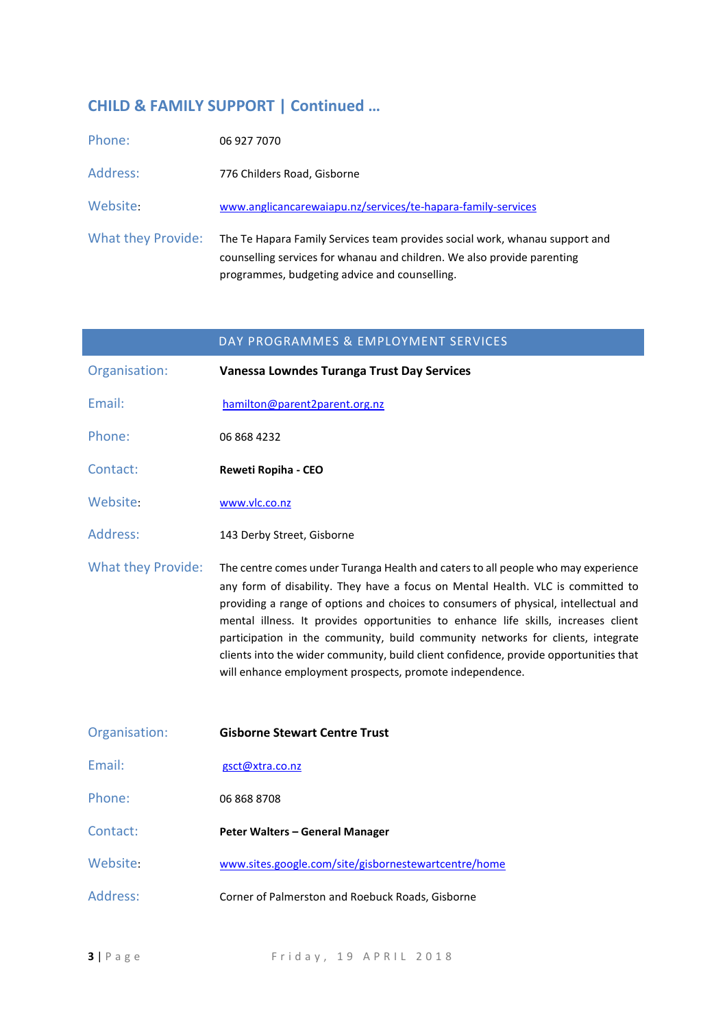## CHILD & FAMILY SUPPORT | Continued …

Phone: 06 927 7070

Address: 776 Childers Road, Gisborne

Website: www.anglicancarewaiapu.nz/services/te-hapara-family-services

What they Provide: The Te Hapara Family Services team provides social work, whanau support and counselling services for whanau and children. We also provide parenting programmes, budgeting advice and counselling.

## DAY PROGRAMMES & EMPLOYMENT SERVICES

Organisation: **Vanessa Lowndes Turanga Trust Day Services**

Email: hamilton@parent2parent.org.nz

Phone: 06 868 4232

Contact: **Reweti Ropiha - CEO**

Website: www.vlc.co.nz

Address: 143 Derby Street, Gisborne

What they Provide: The centre comes under Turanga Health and caters to all people who may experience any form of disability. They have a focus on Mental Health. VLC is committed to providing a range of options and choices to consumers of physical, intellectual and mental illness. It provides opportunities to enhance life skills, increases client participation in the community, build community networks for clients, integrate clients into the wider community, build client confidence, provide opportunities that will enhance employment prospects, promote independence.

Organisation: **Gisborne Stewart Centre Trust**

Email: gsct@xtra.co.nz

Phone: 06 868 8708

Contact: **Peter Walters – General Manager**

Website: www.sites.google.com/site/gisbornestewartcentre/home

Address: Corner of Palmerston and Roebuck Roads, Gisborne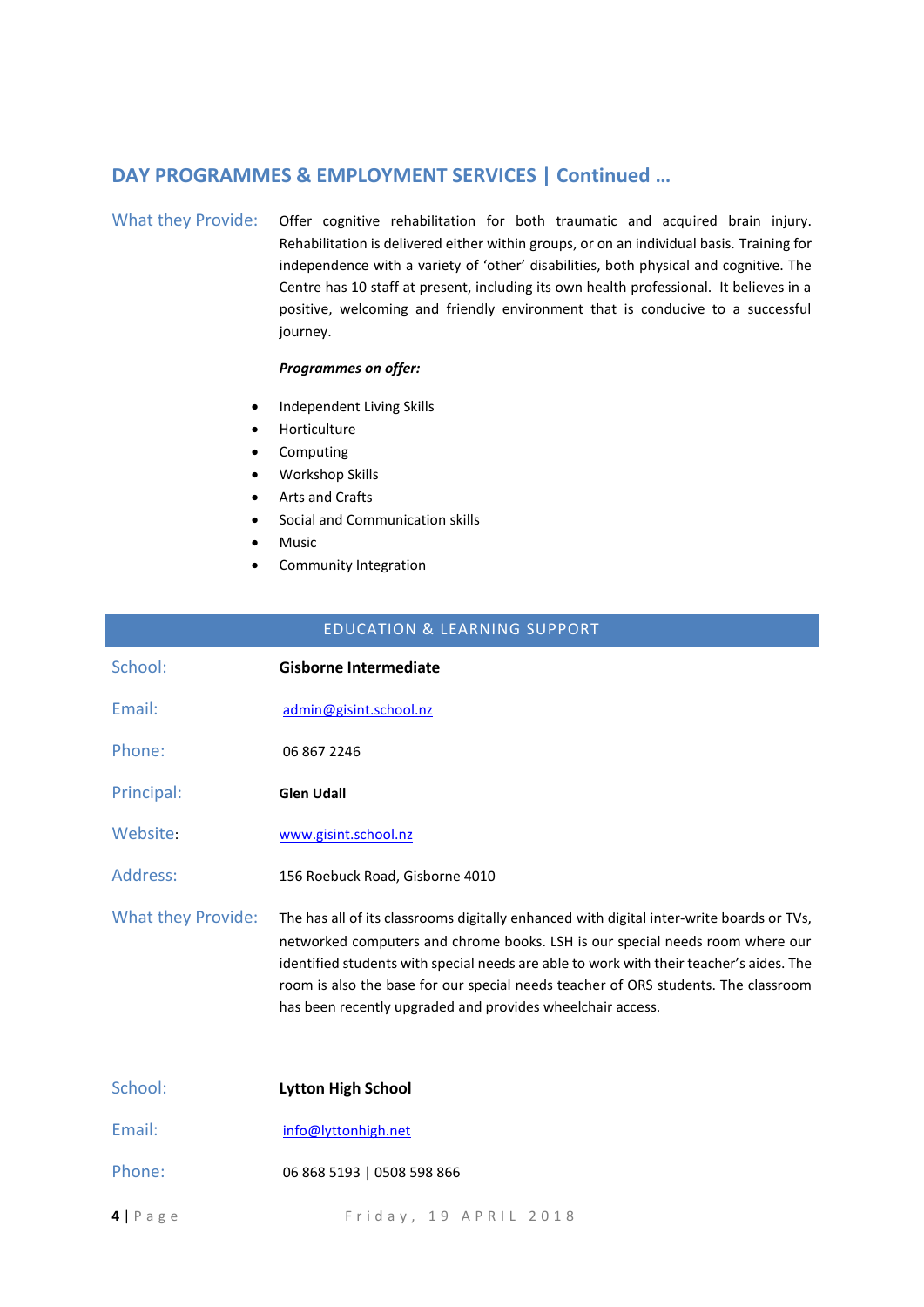## DAY PROGRAMMES & EMPLOYMENT SERVICES | Continued …

**What they Provide:** Offer cognitive rehabilitation for both traumatic and acquired brain injury. Rehabilitation is delivered either within groups, or on an individual basis. Training for independence with a variety of 'other' disabilities, both physical and cognitive. The Centre has 10 staff at present, including its own health professional. It believes in a positive, welcoming and friendly environment that is conducive to a successful journey.

***Programmes on offer:***

- Independent Living Skills
- Horticulture
- Computing
- Workshop Skills
- Arts and Crafts
- Social and Communication skills
- Music
- Community Integration

## EDUCATION & LEARNING SUPPORT

**School:** **Gisborne Intermediate**

**Email:** admin@gisint.school.nz

**Phone:** 06 867 2246

**Principal:** **Glen Udall**

**Website:** www.gisint.school.nz

**Address:** 156 Roebuck Road, Gisborne 4010

**What they Provide:** The has all of its classrooms digitally enhanced with digital inter-write boards or TVs, networked computers and chrome books. LSH is our special needs room where our identified students with special needs are able to work with their teacher's aides. The room is also the base for our special needs teacher of ORS students. The classroom has been recently upgraded and provides wheelchair access.

**School:** **Lytton High School**

**Email:** info@lyttonhigh.net

**Phone:** 06 868 5193 | 0508 598 866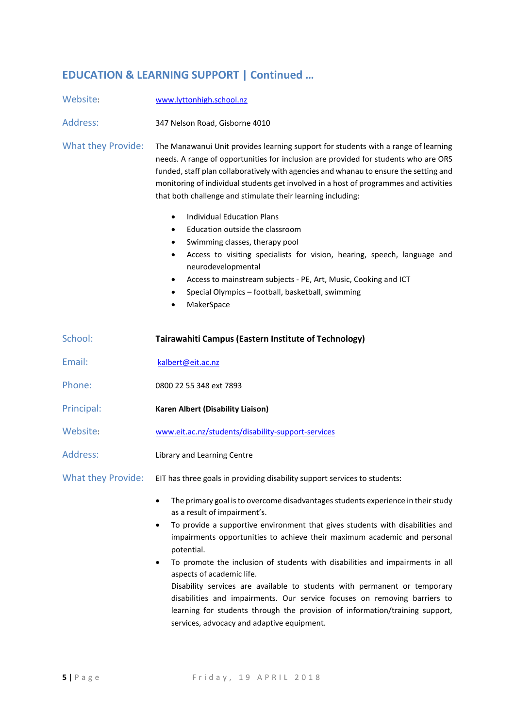## EDUCATION & LEARNING SUPPORT | Continued …

**Website:** www.lyttonhigh.school.nz

**Address:** 347 Nelson Road, Gisborne 4010

**What they Provide:** The Manawanui Unit provides learning support for students with a range of learning needs. A range of opportunities for inclusion are provided for students who are ORS funded, staff plan collaboratively with agencies and whanau to ensure the setting and monitoring of individual students get involved in a host of programmes and activities that both challenge and stimulate their learning including:

- Individual Education Plans
- Education outside the classroom
- Swimming classes, therapy pool
- Access to visiting specialists for vision, hearing, speech, language and neurodevelopmental
- Access to mainstream subjects - PE, Art, Music, Cooking and ICT
- Special Olympics – football, basketball, swimming
- MakerSpace

**School:** **Tairawahiti Campus (Eastern Institute of Technology)**

**Email:** kalbert@eit.ac.nz

**Phone:** 0800 22 55 348 ext 7893

**Principal:** **Karen Albert (Disability Liaison)**

**Website:** www.eit.ac.nz/students/disability-support-services

**Address:** Library and Learning Centre

**What they Provide:** EIT has three goals in providing disability support services to students:

- The primary goal is to overcome disadvantages students experience in their study as a result of impairment's.
- To provide a supportive environment that gives students with disabilities and impairments opportunities to achieve their maximum academic and personal potential.
- To promote the inclusion of students with disabilities and impairments in all aspects of academic life.

  Disability services are available to students with permanent or temporary disabilities and impairments. Our service focuses on removing barriers to learning for students through the provision of information/training support, services, advocacy and adaptive equipment.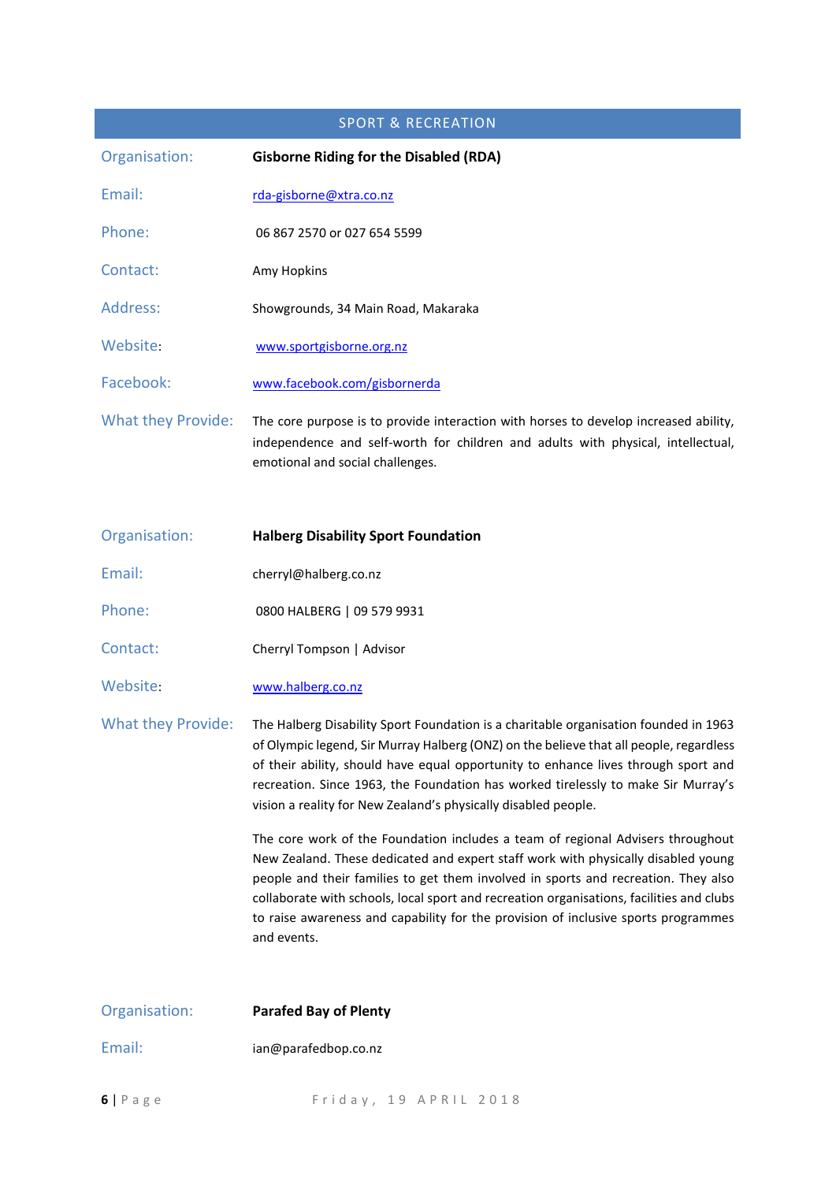## SPORT & RECREATION

| | |
|---|---|
| Organisation: | **Gisborne Riding for the Disabled (RDA)** |
| Email: | rda-gisborne@xtra.co.nz |
| Phone: | 06 867 2570 or 027 654 5599 |
| Contact: | Amy Hopkins |
| Address: | Showgrounds, 34 Main Road, Makaraka |
| Website: | www.sportgisborne.org.nz |
| Facebook: | www.facebook.com/gisbornerda |
| What they Provide: | The core purpose is to provide interaction with horses to develop increased ability, independence and self-worth for children and adults with physical, intellectual, emotional and social challenges. |

| | |
|---|---|
| Organisation: | **Halberg Disability Sport Foundation** |
| Email: | cherryl@halberg.co.nz |
| Phone: | 0800 HALBERG \| 09 579 9931 |
| Contact: | Cherryl Tompson \| Advisor |
| Website: | www.halberg.co.nz |
| What they Provide: | The Halberg Disability Sport Foundation is a charitable organisation founded in 1963 of Olympic legend, Sir Murray Halberg (ONZ) on the believe that all people, regardless of their ability, should have equal opportunity to enhance lives through sport and recreation. Since 1963, the Foundation has worked tirelessly to make Sir Murray's vision a reality for New Zealand's physically disabled people.<br><br>The core work of the Foundation includes a team of regional Advisers throughout New Zealand. These dedicated and expert staff work with physically disabled young people and their families to get them involved in sports and recreation. They also collaborate with schools, local sport and recreation organisations, facilities and clubs to raise awareness and capability for the provision of inclusive sports programmes and events. |

| | |
|---|---|
| Organisation: | **Parafed Bay of Plenty** |
| Email: | ian@parafedbop.co.nz |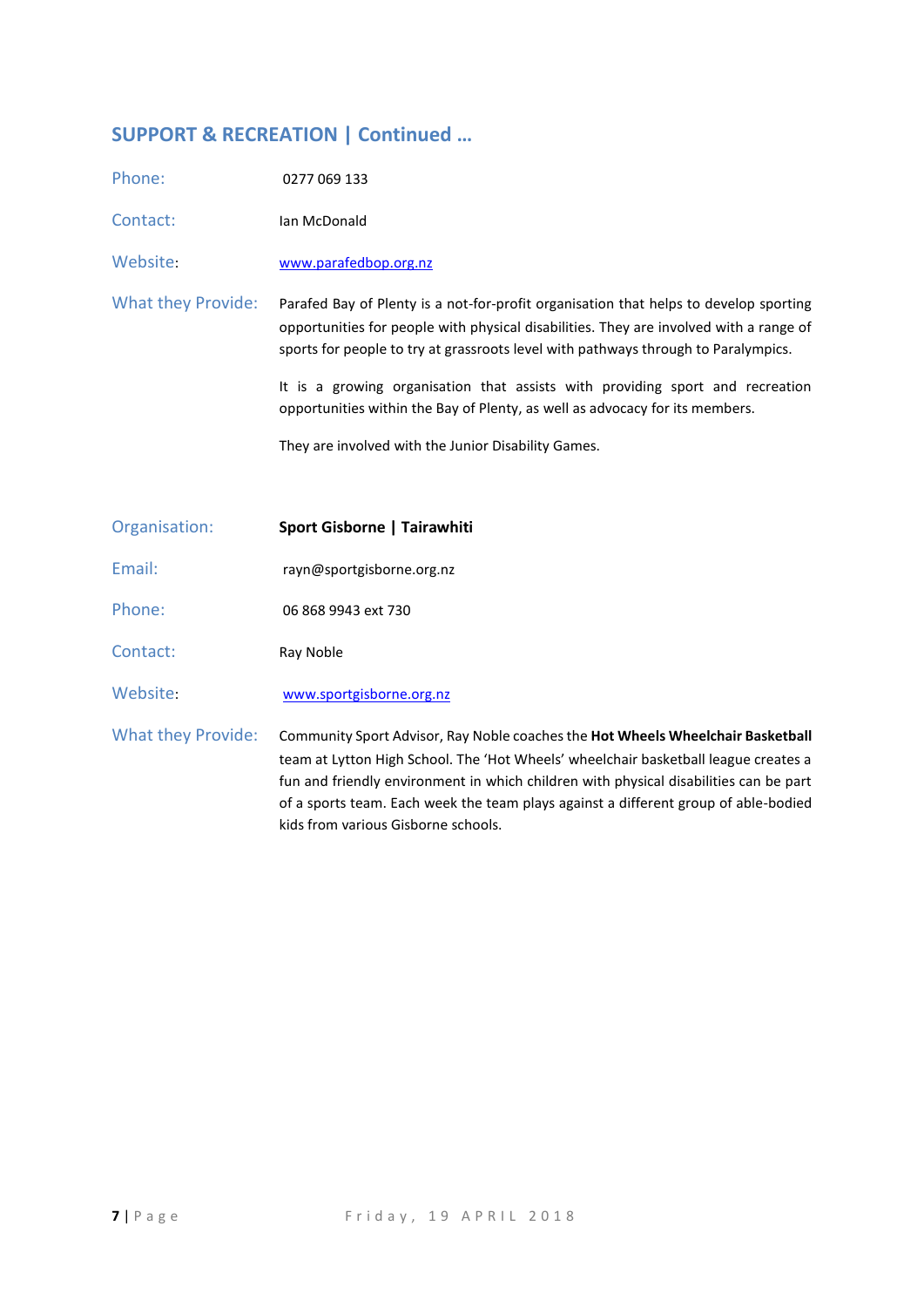## SUPPORT & RECREATION | Continued …

| | |
|---|---|
| Phone: | 0277 069 133 |
| Contact: | Ian McDonald |
| Website: | www.parafedbop.org.nz |
| What they Provide: | Parafed Bay of Plenty is a not-for-profit organisation that helps to develop sporting opportunities for people with physical disabilities. They are involved with a range of sports for people to try at grassroots level with pathways through to Paralympics.<br><br>It is a growing organisation that assists with providing sport and recreation opportunities within the Bay of Plenty, as well as advocacy for its members.<br><br>They are involved with the Junior Disability Games. |

| | |
|---|---|
| Organisation: | **Sport Gisborne \| Tairawhiti** |
| Email: | rayn@sportgisborne.org.nz |
| Phone: | 06 868 9943 ext 730 |
| Contact: | Ray Noble |
| Website: | www.sportgisborne.org.nz |
| What they Provide: | Community Sport Advisor, Ray Noble coaches the **Hot Wheels Wheelchair Basketball** team at Lytton High School. The 'Hot Wheels' wheelchair basketball league creates a fun and friendly environment in which children with physical disabilities can be part of a sports team. Each week the team plays against a different group of able-bodied kids from various Gisborne schools. |